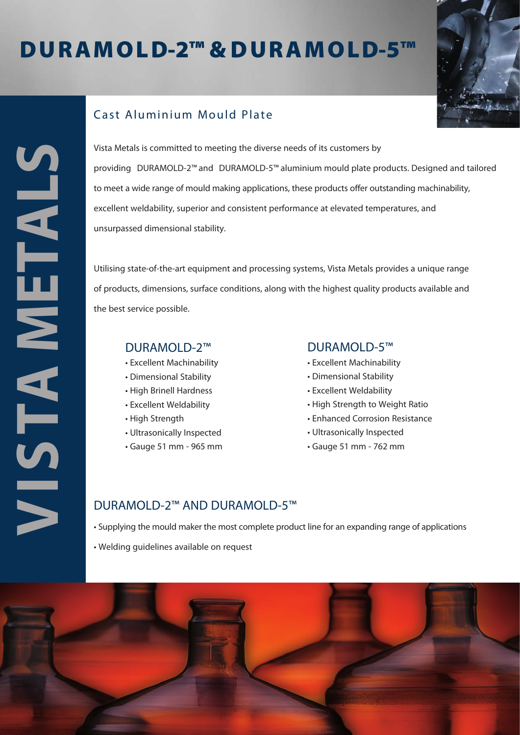# DURAMOLD-2™ & DURAMOLD-5™

VISTA METALS

## Cast Aluminium Mould Plate

Vista Metals is committed to meeting the diverse needs of its customers by providing DURAMOLD-2™ and DURAMOLD-5™ aluminium mould plate products. Designed and tailored to meet a wide range of mould making applications, these products offer outstanding machinability, excellent weldability, superior and consistent performance at elevated temperatures, and unsurpassed dimensional stability.

Utilising state-of-the-art equipment and processing systems, Vista Metals provides a unique range of products, dimensions, surface conditions, along with the highest quality products available and the best service possible.

### DURAMOLD-2™

- Excellent Machinability
- Dimensional Stability
- High Brinell Hardness
- Excellent Weldability
- High Strength
- Ultrasonically Inspected
- Gauge 51 mm - 965 mm

### DURAMOLD-5™

- Excellent Machinability
- Dimensional Stability
- Excellent Weldability
- High Strength to Weight Ratio
- Enhanced Corrosion Resistance
- Ultrasonically Inspected
- Gauge 51 mm - 762 mm

### DURAMOLD-2™ AND DURAMOLD-5™

- Supplying the mould maker the most complete product line for an expanding range of applications
- Welding guidelines available on request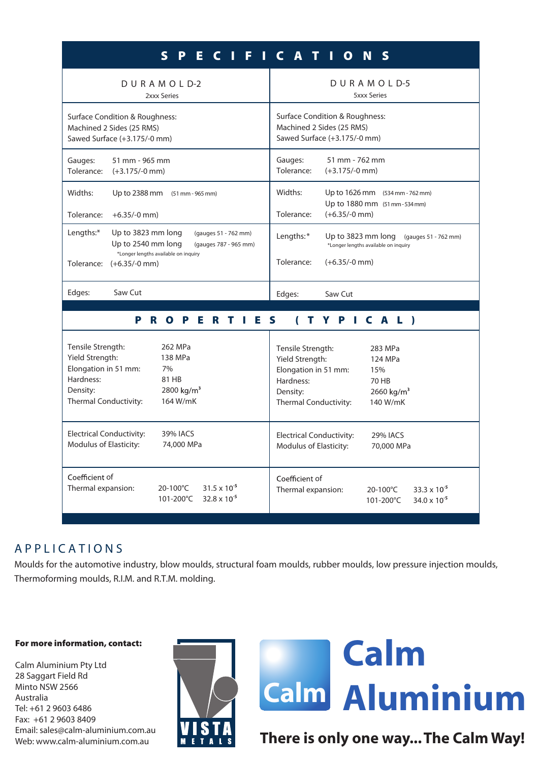# SPECIFICATIONS

| DURAMOLD-2 (2xxx Series) | DURAMOLD-5 (5xxx Series) |
|---|---|
| Surface Condition & Roughness: Machined 2 Sides (25 RMS) Sawed Surface (+3.175/-0 mm) | Surface Condition & Roughness: Machined 2 Sides (25 RMS) Sawed Surface (+3.175/-0 mm) |
| Gauges: 51 mm - 965 mm<br>Tolerance: (+3.175/-0 mm) | Gauges: 51 mm - 762 mm<br>Tolerance: (+3.175/-0 mm) |
| Widths: Up to 2388 mm (51 mm - 965 mm)<br>Tolerance: +6.35/-0 mm) | Widths: Up to 1626 mm (534 mm - 762 mm)<br>Up to 1880 mm (51 mm - 534 mm)<br>Tolerance: (+6.35/-0 mm) |
| Lengths:* Up to 3823 mm long (gauges 51 - 762 mm)<br>Up to 2540 mm long (gauges 787 - 965 mm)<br>*Longer lengths available on inquiry<br>Tolerance: (+6.35/-0 mm) | Lengths:* Up to 3823 mm long (gauges 51 - 762 mm)<br>*Longer lengths available on inquiry<br>Tolerance: (+6.35/-0 mm) |
| Edges: Saw Cut | Edges: Saw Cut |

# PROPERTIES (TYPICAL)

| Property | DURAMOLD-2 | DURAMOLD-5 |
|---|---|---|
| Tensile Strength: | 262 MPa | 283 MPa |
| Yield Strength: | 138 MPa | 124 MPa |
| Elongation in 51 mm: | 7% | 15% |
| Hardness: | 81 HB | 70 HB |
| Density: | 2800 kg/m$^3$ | 2660 kg/m$^3$ |
| Thermal Conductivity: | 164 W/mK | 140 W/mK |
| Electrical Conductivity: | 39% IACS | 29% IACS |
| Modulus of Elasticity: | 74,000 MPa | 70,000 MPa |
| Coefficient of Thermal expansion: 20-100°C | $31.5 \times 10^{-5}$ | $33.3 \times 10^{-5}$ |
| Coefficient of Thermal expansion: 101-200°C | $32.8 \times 10^{-5}$ | $34.0 \times 10^{-5}$ |

## APPLICATIONS

Moulds for the automotive industry, blow moulds, structural foam moulds, rubber moulds, low pressure injection moulds, Thermoforming moulds, R.I.M. and R.T.M. molding.

**For more information, contact:**

Calm Aluminium Pty Ltd
28 Saggart Field Rd
Minto NSW 2566
Australia
Tel: +61 2 9603 6486
Fax: +61 2 9603 8409
Email: sales@calm-aluminium.com.au
Web: www.calm-aluminium.com.au

VISTA METALS

Calm Aluminium

**There is only one way... The Calm Way!**